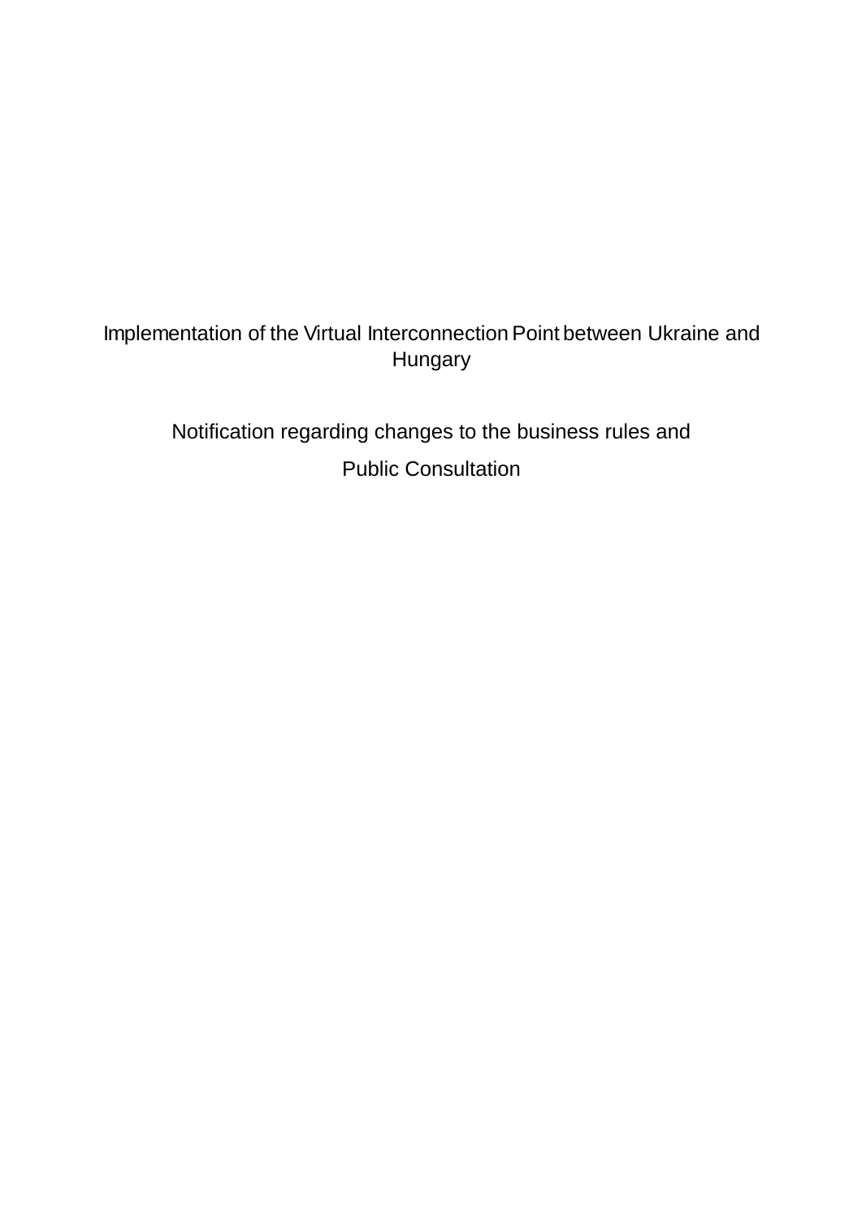# Implementation of the Virtual Interconnection Point between Ukraine and Hungary

## Notification regarding changes to the business rules and

## Public Consultation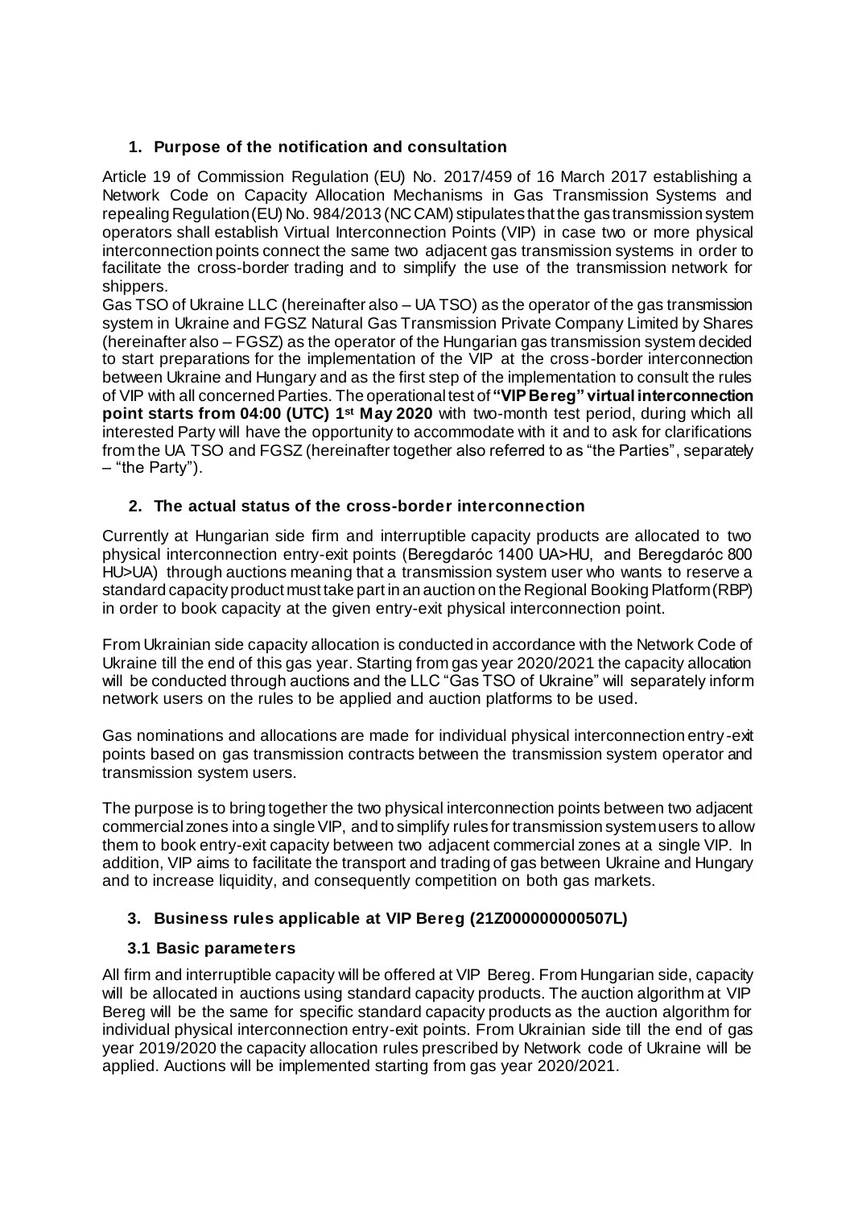## 1. Purpose of the notification and consultation

Article 19 of Commission Regulation (EU) No. 2017/459 of 16 March 2017 establishing a Network Code on Capacity Allocation Mechanisms in Gas Transmission Systems and repealing Regulation (EU) No. 984/2013 (NC CAM) stipulates that the gas transmission system operators shall establish Virtual Interconnection Points (VIP) in case two or more physical interconnection points connect the same two adjacent gas transmission systems in order to facilitate the cross-border trading and to simplify the use of the transmission network for shippers.

Gas TSO of Ukraine LLC (hereinafter also – UA TSO) as the operator of the gas transmission system in Ukraine and FGSZ Natural Gas Transmission Private Company Limited by Shares (hereinafter also – FGSZ) as the operator of the Hungarian gas transmission system decided to start preparations for the implementation of the VIP at the cross-border interconnection between Ukraine and Hungary and as the first step of the implementation to consult the rules of VIP with all concerned Parties. The operational test of **"VIP Bereg" virtual interconnection point starts from 04:00 (UTC) 1st May 2020** with two-month test period, during which all interested Party will have the opportunity to accommodate with it and to ask for clarifications from the UA TSO and FGSZ (hereinafter together also referred to as "the Parties", separately – "the Party").

## 2. The actual status of the cross-border interconnection

Currently at Hungarian side firm and interruptible capacity products are allocated to two physical interconnection entry-exit points (Beregdaróc 1400 UA>HU, and Beregdaróc 800 HU>UA) through auctions meaning that a transmission system user who wants to reserve a standard capacity product must take part in an auction on the Regional Booking Platform (RBP) in order to book capacity at the given entry-exit physical interconnection point.

From Ukrainian side capacity allocation is conducted in accordance with the Network Code of Ukraine till the end of this gas year. Starting from gas year 2020/2021 the capacity allocation will be conducted through auctions and the LLC "Gas TSO of Ukraine" will separately inform network users on the rules to be applied and auction platforms to be used.

Gas nominations and allocations are made for individual physical interconnection entry-exit points based on gas transmission contracts between the transmission system operator and transmission system users.

The purpose is to bring together the two physical interconnection points between two adjacent commercial zones into a single VIP, and to simplify rules for transmission system users to allow them to book entry-exit capacity between two adjacent commercial zones at a single VIP. In addition, VIP aims to facilitate the transport and trading of gas between Ukraine and Hungary and to increase liquidity, and consequently competition on both gas markets.

## 3. Business rules applicable at VIP Bereg (21Z000000000507L)

### 3.1 Basic parameters

All firm and interruptible capacity will be offered at VIP Bereg. From Hungarian side, capacity will be allocated in auctions using standard capacity products. The auction algorithm at VIP Bereg will be the same for specific standard capacity products as the auction algorithm for individual physical interconnection entry-exit points. From Ukrainian side till the end of gas year 2019/2020 the capacity allocation rules prescribed by Network code of Ukraine will be applied. Auctions will be implemented starting from gas year 2020/2021.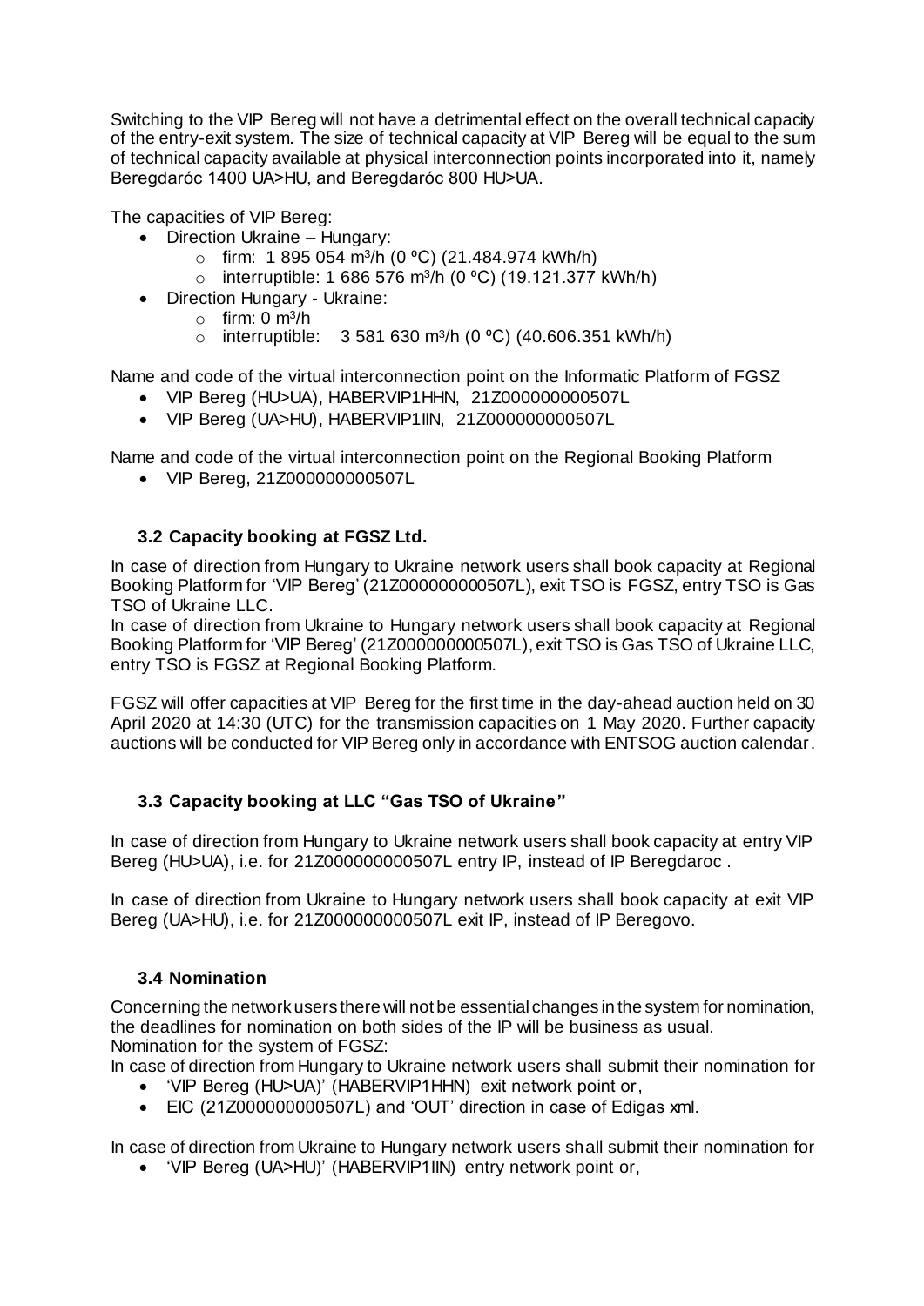Switching to the VIP Bereg will not have a detrimental effect on the overall technical capacity of the entry-exit system. The size of technical capacity at VIP Bereg will be equal to the sum of technical capacity available at physical interconnection points incorporated into it, namely Beregdaróc 1400 UA>HU, and Beregdaróc 800 HU>UA.

The capacities of VIP Bereg:

- Direction Ukraine – Hungary:
  - firm: 1 895 054 $m^3/h$ (0 ºC) (21.484.974 kWh/h)
  - interruptible: 1 686 576 $m^3/h$ (0 ºC) (19.121.377 kWh/h)
- Direction Hungary - Ukraine:
  - firm: 0 $m^3/h$
  - interruptible: 3 581 630 $m^3/h$ (0 ºC) (40.606.351 kWh/h)

Name and code of the virtual interconnection point on the Informatic Platform of FGSZ

- VIP Bereg (HU>UA), HABERVIP1HHN, 21Z000000000507L
- VIP Bereg (UA>HU), HABERVIP1IIN, 21Z000000000507L

Name and code of the virtual interconnection point on the Regional Booking Platform

- VIP Bereg, 21Z000000000507L

### 3.2 Capacity booking at FGSZ Ltd.

In case of direction from Hungary to Ukraine network users shall book capacity at Regional Booking Platform for 'VIP Bereg' (21Z000000000507L), exit TSO is FGSZ, entry TSO is Gas TSO of Ukraine LLC.

In case of direction from Ukraine to Hungary network users shall book capacity at Regional Booking Platform for 'VIP Bereg' (21Z000000000507L), exit TSO is Gas TSO of Ukraine LLC, entry TSO is FGSZ at Regional Booking Platform.

FGSZ will offer capacities at VIP Bereg for the first time in the day-ahead auction held on 30 April 2020 at 14:30 (UTC) for the transmission capacities on 1 May 2020. Further capacity auctions will be conducted for VIP Bereg only in accordance with ENTSOG auction calendar.

### 3.3 Capacity booking at LLC "Gas TSO of Ukraine"

In case of direction from Hungary to Ukraine network users shall book capacity at entry VIP Bereg (HU>UA), i.e. for 21Z000000000507L entry IP, instead of IP Beregdaroc .

In case of direction from Ukraine to Hungary network users shall book capacity at exit VIP Bereg (UA>HU), i.e. for 21Z000000000507L exit IP, instead of IP Beregovo.

### 3.4 Nomination

Concerning the network users there will not be essential changes in the system for nomination, the deadlines for nomination on both sides of the IP will be business as usual.

Nomination for the system of FGSZ:

In case of direction from Hungary to Ukraine network users shall submit their nomination for

- 'VIP Bereg (HU>UA)' (HABERVIP1HHN) exit network point or,
- EIC (21Z000000000507L) and 'OUT' direction in case of Edigas xml.

In case of direction from Ukraine to Hungary network users shall submit their nomination for

- 'VIP Bereg (UA>HU)' (HABERVIP1IIN) entry network point or,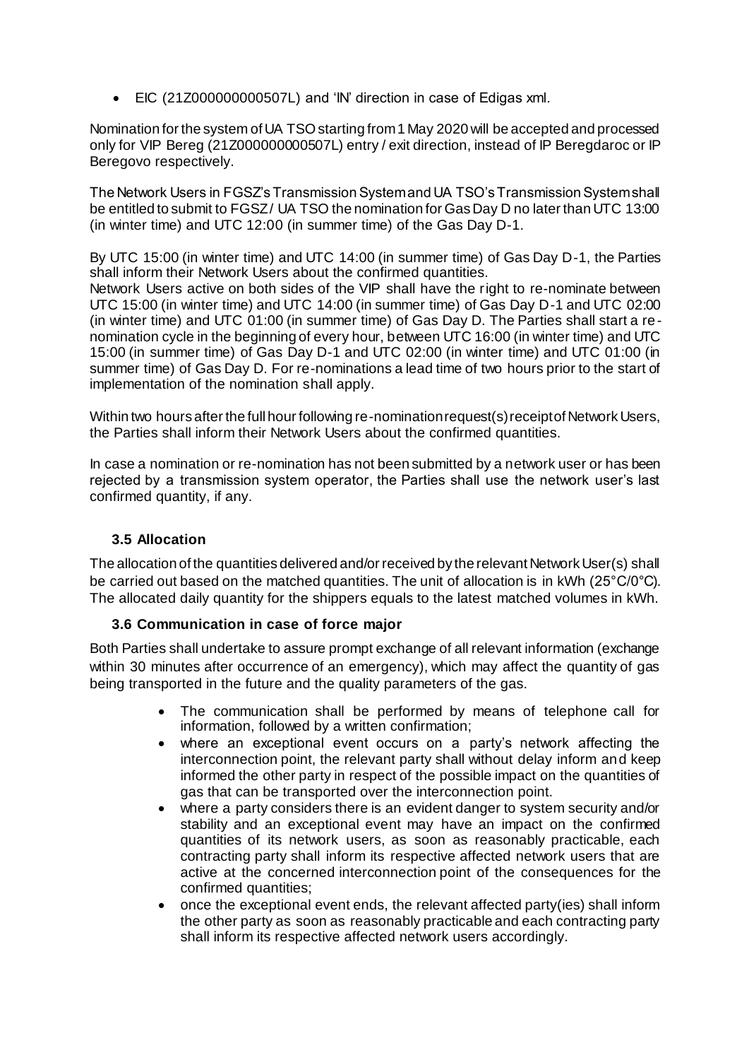- EIC (21Z000000000507L) and 'IN' direction in case of Edigas xml.

Nomination for the system of UA TSO starting from 1 May 2020 will be accepted and processed only for VIP Bereg (21Z000000000507L) entry / exit direction, instead of IP Beregdaroc or IP Beregovo respectively.

The Network Users in FGSZ's Transmission System and UA TSO's Transmission System shall be entitled to submit to FGSZ / UA TSO the nomination for Gas Day D no later than UTC 13:00 (in winter time) and UTC 12:00 (in summer time) of the Gas Day D-1.

By UTC 15:00 (in winter time) and UTC 14:00 (in summer time) of Gas Day D-1, the Parties shall inform their Network Users about the confirmed quantities.
Network Users active on both sides of the VIP shall have the right to re-nominate between UTC 15:00 (in winter time) and UTC 14:00 (in summer time) of Gas Day D-1 and UTC 02:00 (in winter time) and UTC 01:00 (in summer time) of Gas Day D. The Parties shall start a re-nomination cycle in the beginning of every hour, between UTC 16:00 (in winter time) and UTC 15:00 (in summer time) of Gas Day D-1 and UTC 02:00 (in winter time) and UTC 01:00 (in summer time) of Gas Day D. For re-nominations a lead time of two hours prior to the start of implementation of the nomination shall apply.

Within two hours after the full hour following re-nomination request(s) receipt of Network Users, the Parties shall inform their Network Users about the confirmed quantities.

In case a nomination or re-nomination has not been submitted by a network user or has been rejected by a transmission system operator, the Parties shall use the network user's last confirmed quantity, if any.

### 3.5 Allocation

The allocation of the quantities delivered and/or received by the relevant Network User(s) shall be carried out based on the matched quantities. The unit of allocation is in kWh (25°C/0°C). The allocated daily quantity for the shippers equals to the latest matched volumes in kWh.

### 3.6 Communication in case of force major

Both Parties shall undertake to assure prompt exchange of all relevant information (exchange within 30 minutes after occurrence of an emergency), which may affect the quantity of gas being transported in the future and the quality parameters of the gas.

- The communication shall be performed by means of telephone call for information, followed by a written confirmation;
- where an exceptional event occurs on a party's network affecting the interconnection point, the relevant party shall without delay inform and keep informed the other party in respect of the possible impact on the quantities of gas that can be transported over the interconnection point.
- where a party considers there is an evident danger to system security and/or stability and an exceptional event may have an impact on the confirmed quantities of its network users, as soon as reasonably practicable, each contracting party shall inform its respective affected network users that are active at the concerned interconnection point of the consequences for the confirmed quantities;
- once the exceptional event ends, the relevant affected party(ies) shall inform the other party as soon as reasonably practicable and each contracting party shall inform its respective affected network users accordingly.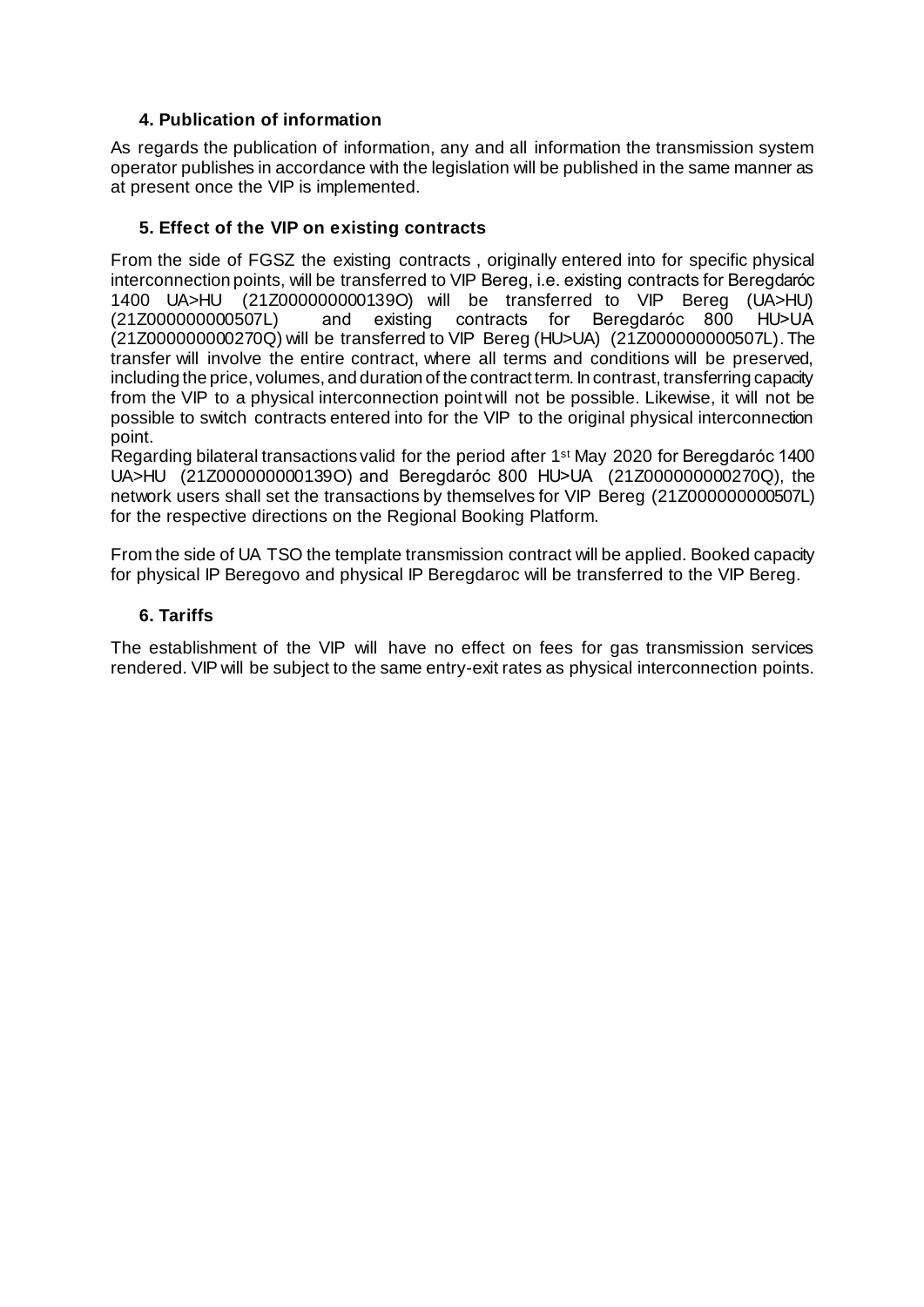### 4. Publication of information

As regards the publication of information, any and all information the transmission system operator publishes in accordance with the legislation will be published in the same manner as at present once the VIP is implemented.

### 5. Effect of the VIP on existing contracts

From the side of FGSZ the existing contracts , originally entered into for specific physical interconnection points, will be transferred to VIP Bereg, i.e. existing contracts for Beregdaróc 1400 UA>HU (21Z000000000139O) will be transferred to VIP Bereg (UA>HU) (21Z000000000507L) and existing contracts for Beregdaróc 800 HU>UA (21Z000000000270Q) will be transferred to VIP Bereg (HU>UA) (21Z000000000507L). The transfer will involve the entire contract, where all terms and conditions will be preserved, including the price, volumes, and duration of the contract term. In contrast, transferring capacity from the VIP to a physical interconnection point will not be possible. Likewise, it will not be possible to switch contracts entered into for the VIP to the original physical interconnection point.

Regarding bilateral transactions valid for the period after 1st May 2020 for Beregdaróc 1400 UA>HU (21Z000000000139O) and Beregdaróc 800 HU>UA (21Z000000000270Q), the network users shall set the transactions by themselves for VIP Bereg (21Z000000000507L) for the respective directions on the Regional Booking Platform.

From the side of UA TSO the template transmission contract will be applied. Booked capacity for physical IP Beregovo and physical IP Beregdaroc will be transferred to the VIP Bereg.

### 6. Tariffs

The establishment of the VIP will have no effect on fees for gas transmission services rendered. VIP will be subject to the same entry-exit rates as physical interconnection points.